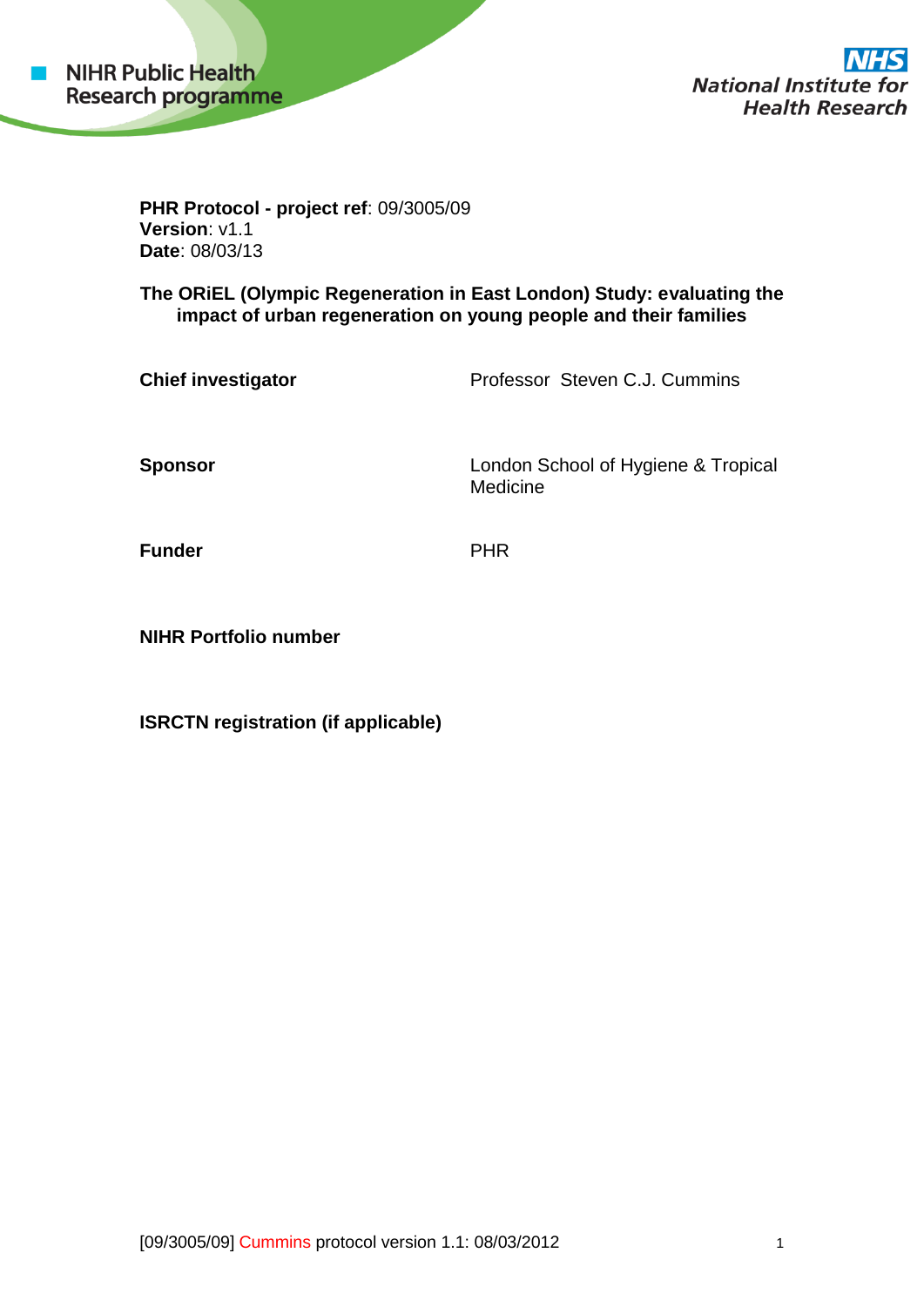NIHR Public Health Research programme

National Institute for Health Research

**PHR Protocol - project ref**: 09/3005/09
**Version**: v1.1
**Date**: 08/03/13

**The ORiEL (Olympic Regeneration in East London) Study: evaluating the impact of urban regeneration on young people and their families**

| | |
|---|---|
| **Chief investigator** | Professor Steven C.J. Cummins |
| **Sponsor** | London School of Hygiene & Tropical Medicine |
| **Funder** | PHR |
| **NIHR Portfolio number** | |
| **ISRCTN registration (if applicable)** | |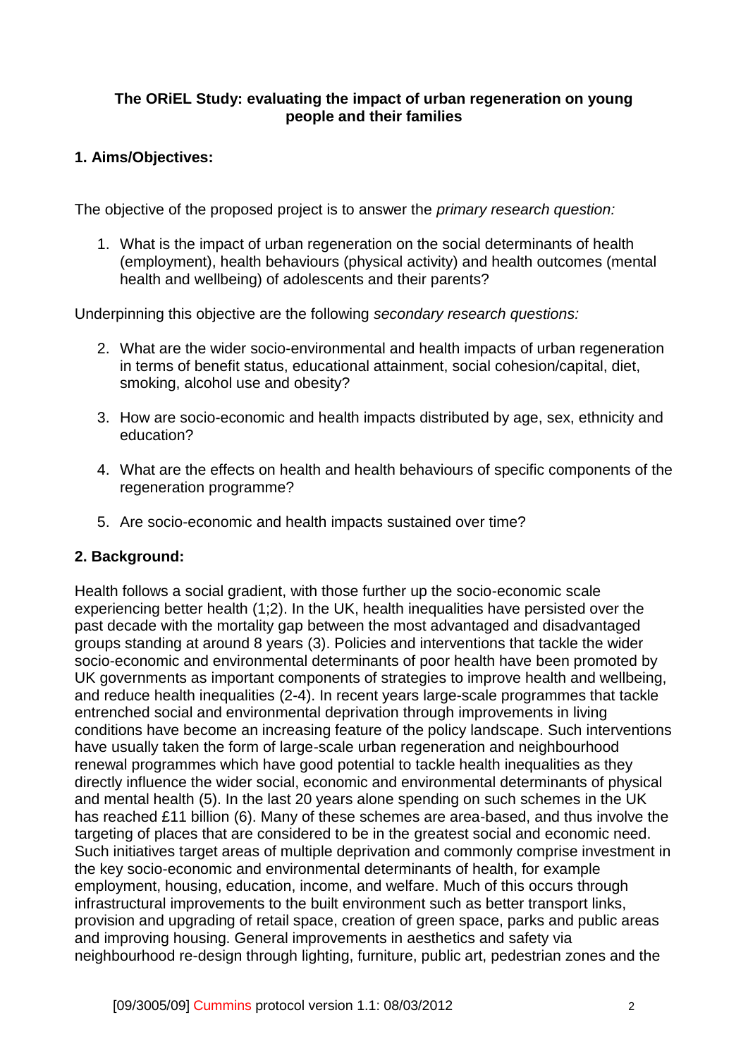**The ORiEL Study: evaluating the impact of urban regeneration on young people and their families**

## 1. Aims/Objectives:

The objective of the proposed project is to answer the *primary research question:*

1. What is the impact of urban regeneration on the social determinants of health (employment), health behaviours (physical activity) and health outcomes (mental health and wellbeing) of adolescents and their parents?

Underpinning this objective are the following *secondary research questions:*

2. What are the wider socio-environmental and health impacts of urban regeneration in terms of benefit status, educational attainment, social cohesion/capital, diet, smoking, alcohol use and obesity?

3. How are socio-economic and health impacts distributed by age, sex, ethnicity and education?

4. What are the effects on health and health behaviours of specific components of the regeneration programme?

5. Are socio-economic and health impacts sustained over time?

## 2. Background:

Health follows a social gradient, with those further up the socio-economic scale experiencing better health (1;2). In the UK, health inequalities have persisted over the past decade with the mortality gap between the most advantaged and disadvantaged groups standing at around 8 years (3). Policies and interventions that tackle the wider socio-economic and environmental determinants of poor health have been promoted by UK governments as important components of strategies to improve health and wellbeing, and reduce health inequalities (2-4). In recent years large-scale programmes that tackle entrenched social and environmental deprivation through improvements in living conditions have become an increasing feature of the policy landscape. Such interventions have usually taken the form of large-scale urban regeneration and neighbourhood renewal programmes which have good potential to tackle health inequalities as they directly influence the wider social, economic and environmental determinants of physical and mental health (5). In the last 20 years alone spending on such schemes in the UK has reached £11 billion (6). Many of these schemes are area-based, and thus involve the targeting of places that are considered to be in the greatest social and economic need. Such initiatives target areas of multiple deprivation and commonly comprise investment in the key socio-economic and environmental determinants of health, for example employment, housing, education, income, and welfare. Much of this occurs through infrastructural improvements to the built environment such as better transport links, provision and upgrading of retail space, creation of green space, parks and public areas and improving housing. General improvements in aesthetics and safety via neighbourhood re-design through lighting, furniture, public art, pedestrian zones and the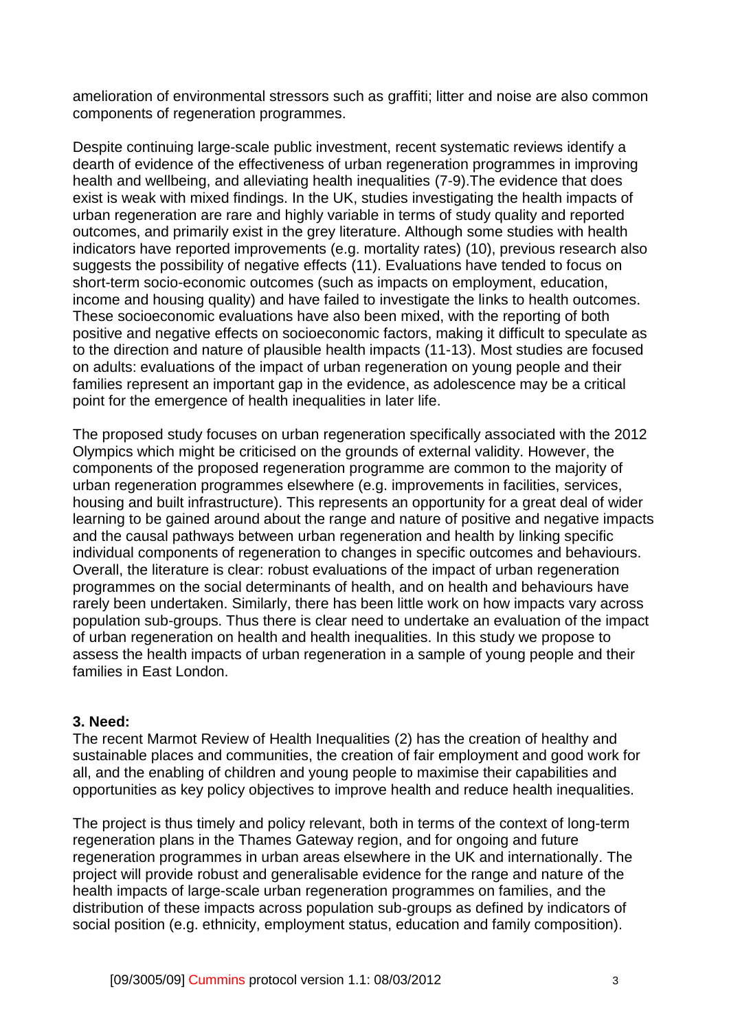amelioration of environmental stressors such as graffiti; litter and noise are also common components of regeneration programmes.

Despite continuing large-scale public investment, recent systematic reviews identify a dearth of evidence of the effectiveness of urban regeneration programmes in improving health and wellbeing, and alleviating health inequalities (7-9).The evidence that does exist is weak with mixed findings. In the UK, studies investigating the health impacts of urban regeneration are rare and highly variable in terms of study quality and reported outcomes, and primarily exist in the grey literature. Although some studies with health indicators have reported improvements (e.g. mortality rates) (10), previous research also suggests the possibility of negative effects (11). Evaluations have tended to focus on short-term socio-economic outcomes (such as impacts on employment, education, income and housing quality) and have failed to investigate the links to health outcomes. These socioeconomic evaluations have also been mixed, with the reporting of both positive and negative effects on socioeconomic factors, making it difficult to speculate as to the direction and nature of plausible health impacts (11-13). Most studies are focused on adults: evaluations of the impact of urban regeneration on young people and their families represent an important gap in the evidence, as adolescence may be a critical point for the emergence of health inequalities in later life.

The proposed study focuses on urban regeneration specifically associated with the 2012 Olympics which might be criticised on the grounds of external validity. However, the components of the proposed regeneration programme are common to the majority of urban regeneration programmes elsewhere (e.g. improvements in facilities, services, housing and built infrastructure). This represents an opportunity for a great deal of wider learning to be gained around about the range and nature of positive and negative impacts and the causal pathways between urban regeneration and health by linking specific individual components of regeneration to changes in specific outcomes and behaviours. Overall, the literature is clear: robust evaluations of the impact of urban regeneration programmes on the social determinants of health, and on health and behaviours have rarely been undertaken. Similarly, there has been little work on how impacts vary across population sub-groups. Thus there is clear need to undertake an evaluation of the impact of urban regeneration on health and health inequalities. In this study we propose to assess the health impacts of urban regeneration in a sample of young people and their families in East London.

**3. Need:**

The recent Marmot Review of Health Inequalities (2) has the creation of healthy and sustainable places and communities, the creation of fair employment and good work for all, and the enabling of children and young people to maximise their capabilities and opportunities as key policy objectives to improve health and reduce health inequalities.

The project is thus timely and policy relevant, both in terms of the context of long-term regeneration plans in the Thames Gateway region, and for ongoing and future regeneration programmes in urban areas elsewhere in the UK and internationally. The project will provide robust and generalisable evidence for the range and nature of the health impacts of large-scale urban regeneration programmes on families, and the distribution of these impacts across population sub-groups as defined by indicators of social position (e.g. ethnicity, employment status, education and family composition).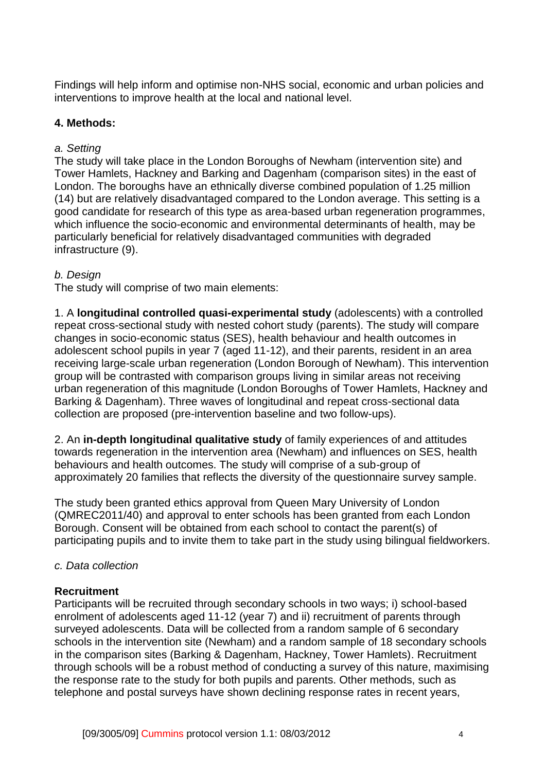Findings will help inform and optimise non-NHS social, economic and urban policies and interventions to improve health at the local and national level.

## 4. Methods:

*a. Setting*

The study will take place in the London Boroughs of Newham (intervention site) and Tower Hamlets, Hackney and Barking and Dagenham (comparison sites) in the east of London. The boroughs have an ethnically diverse combined population of 1.25 million (14) but are relatively disadvantaged compared to the London average. This setting is a good candidate for research of this type as area-based urban regeneration programmes, which influence the socio-economic and environmental determinants of health, may be particularly beneficial for relatively disadvantaged communities with degraded infrastructure (9).

*b. Design*

The study will comprise of two main elements:

1. A **longitudinal controlled quasi-experimental study** (adolescents) with a controlled repeat cross-sectional study with nested cohort study (parents). The study will compare changes in socio-economic status (SES), health behaviour and health outcomes in adolescent school pupils in year 7 (aged 11-12), and their parents, resident in an area receiving large-scale urban regeneration (London Borough of Newham). This intervention group will be contrasted with comparison groups living in similar areas not receiving urban regeneration of this magnitude (London Boroughs of Tower Hamlets, Hackney and Barking & Dagenham). Three waves of longitudinal and repeat cross-sectional data collection are proposed (pre-intervention baseline and two follow-ups).

2. An **in-depth longitudinal qualitative study** of family experiences of and attitudes towards regeneration in the intervention area (Newham) and influences on SES, health behaviours and health outcomes. The study will comprise of a sub-group of approximately 20 families that reflects the diversity of the questionnaire survey sample.

The study been granted ethics approval from Queen Mary University of London (QMREC2011/40) and approval to enter schools has been granted from each London Borough. Consent will be obtained from each school to contact the parent(s) of participating pupils and to invite them to take part in the study using bilingual fieldworkers.

*c. Data collection*

**Recruitment**

Participants will be recruited through secondary schools in two ways; i) school-based enrolment of adolescents aged 11-12 (year 7) and ii) recruitment of parents through surveyed adolescents. Data will be collected from a random sample of 6 secondary schools in the intervention site (Newham) and a random sample of 18 secondary schools in the comparison sites (Barking & Dagenham, Hackney, Tower Hamlets). Recruitment through schools will be a robust method of conducting a survey of this nature, maximising the response rate to the study for both pupils and parents. Other methods, such as telephone and postal surveys have shown declining response rates in recent years,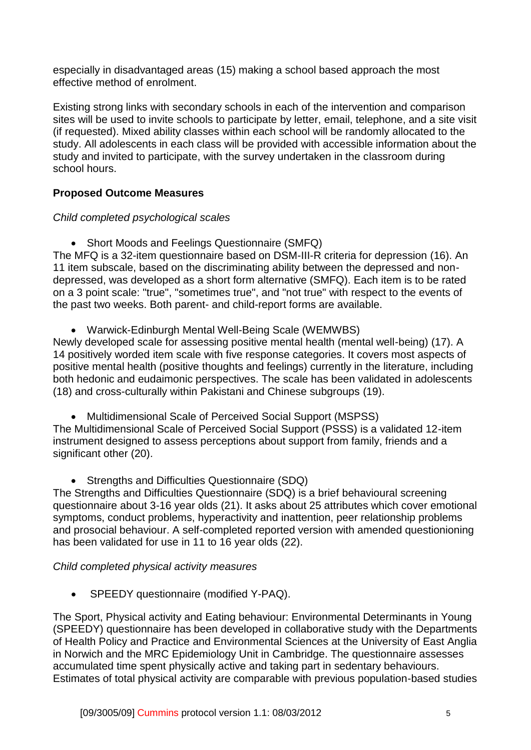especially in disadvantaged areas (15) making a school based approach the most effective method of enrolment.

Existing strong links with secondary schools in each of the intervention and comparison sites will be used to invite schools to participate by letter, email, telephone, and a site visit (if requested). Mixed ability classes within each school will be randomly allocated to the study. All adolescents in each class will be provided with accessible information about the study and invited to participate, with the survey undertaken in the classroom during school hours.

**Proposed Outcome Measures**

*Child completed psychological scales*

- Short Moods and Feelings Questionnaire (SMFQ)

The MFQ is a 32-item questionnaire based on DSM-III-R criteria for depression (16). An 11 item subscale, based on the discriminating ability between the depressed and non-depressed, was developed as a short form alternative (SMFQ). Each item is to be rated on a 3 point scale: "true", "sometimes true", and "not true" with respect to the events of the past two weeks. Both parent- and child-report forms are available.

- Warwick-Edinburgh Mental Well-Being Scale (WEMWBS)

Newly developed scale for assessing positive mental health (mental well-being) (17). A 14 positively worded item scale with five response categories. It covers most aspects of positive mental health (positive thoughts and feelings) currently in the literature, including both hedonic and eudaimonic perspectives. The scale has been validated in adolescents (18) and cross-culturally within Pakistani and Chinese subgroups (19).

- Multidimensional Scale of Perceived Social Support (MSPSS)

The Multidimensional Scale of Perceived Social Support (PSSS) is a validated 12-item instrument designed to assess perceptions about support from family, friends and a significant other (20).

- Strengths and Difficulties Questionnaire (SDQ)

The Strengths and Difficulties Questionnaire (SDQ) is a brief behavioural screening questionnaire about 3-16 year olds (21). It asks about 25 attributes which cover emotional symptoms, conduct problems, hyperactivity and inattention, peer relationship problems and prosocial behaviour. A self-completed reported version with amended questioning has been validated for use in 11 to 16 year olds (22).

*Child completed physical activity measures*

- SPEEDY questionnaire (modified Y-PAQ).

The Sport, Physical activity and Eating behaviour: Environmental Determinants in Young (SPEEDY) questionnaire has been developed in collaborative study with the Departments of Health Policy and Practice and Environmental Sciences at the University of East Anglia in Norwich and the MRC Epidemiology Unit in Cambridge. The questionnaire assesses accumulated time spent physically active and taking part in sedentary behaviours. Estimates of total physical activity are comparable with previous population-based studies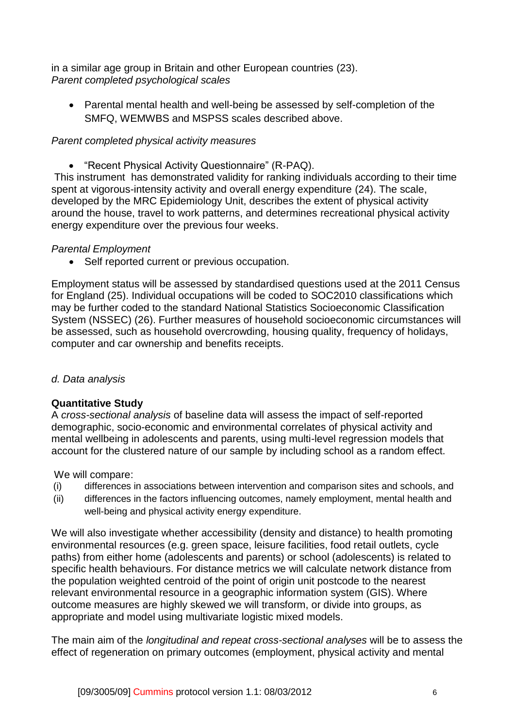in a similar age group in Britain and other European countries (23).

*Parent completed psychological scales*

- Parental mental health and well-being be assessed by self-completion of the SMFQ, WEMWBS and MSPSS scales described above.

*Parent completed physical activity measures*

- "Recent Physical Activity Questionnaire" (R-PAQ).

This instrument has demonstrated validity for ranking individuals according to their time spent at vigorous-intensity activity and overall energy expenditure (24). The scale, developed by the MRC Epidemiology Unit, describes the extent of physical activity around the house, travel to work patterns, and determines recreational physical activity energy expenditure over the previous four weeks.

*Parental Employment*

- Self reported current or previous occupation.

Employment status will be assessed by standardised questions used at the 2011 Census for England (25). Individual occupations will be coded to SOC2010 classifications which may be further coded to the standard National Statistics Socioeconomic Classification System (NSSEC) (26). Further measures of household socioeconomic circumstances will be assessed, such as household overcrowding, housing quality, frequency of holidays, computer and car ownership and benefits receipts.

*d. Data analysis*

**Quantitative Study**

A *cross-sectional analysis* of baseline data will assess the impact of self-reported demographic, socio-economic and environmental correlates of physical activity and mental wellbeing in adolescents and parents, using multi-level regression models that account for the clustered nature of our sample by including school as a random effect.

We will compare:

(i) differences in associations between intervention and comparison sites and schools, and

(ii) differences in the factors influencing outcomes, namely employment, mental health and well-being and physical activity energy expenditure.

We will also investigate whether accessibility (density and distance) to health promoting environmental resources (e.g. green space, leisure facilities, food retail outlets, cycle paths) from either home (adolescents and parents) or school (adolescents) is related to specific health behaviours. For distance metrics we will calculate network distance from the population weighted centroid of the point of origin unit postcode to the nearest relevant environmental resource in a geographic information system (GIS). Where outcome measures are highly skewed we will transform, or divide into groups, as appropriate and model using multivariate logistic mixed models.

The main aim of the *longitudinal and repeat cross-sectional analyses* will be to assess the effect of regeneration on primary outcomes (employment, physical activity and mental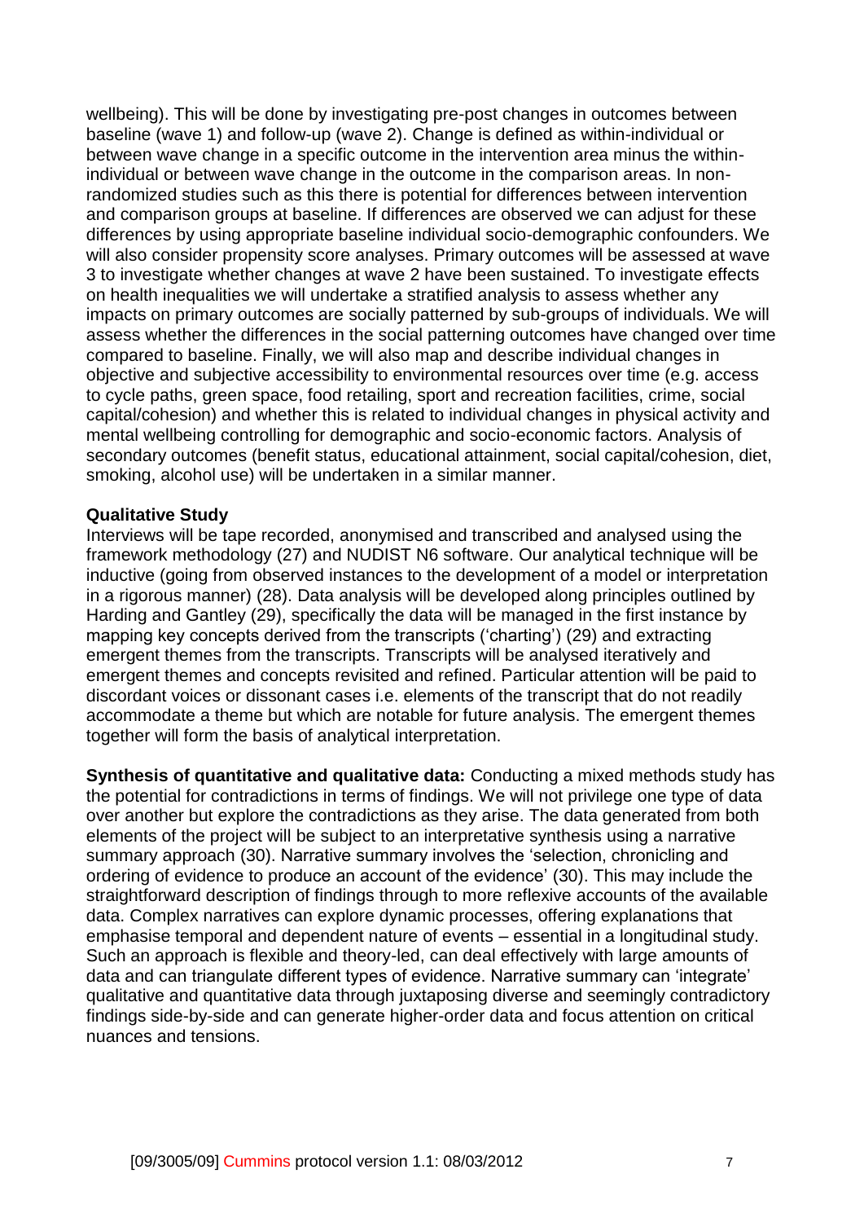wellbeing). This will be done by investigating pre-post changes in outcomes between baseline (wave 1) and follow-up (wave 2). Change is defined as within-individual or between wave change in a specific outcome in the intervention area minus the within-individual or between wave change in the outcome in the comparison areas. In non-randomized studies such as this there is potential for differences between intervention and comparison groups at baseline. If differences are observed we can adjust for these differences by using appropriate baseline individual socio-demographic confounders. We will also consider propensity score analyses. Primary outcomes will be assessed at wave 3 to investigate whether changes at wave 2 have been sustained. To investigate effects on health inequalities we will undertake a stratified analysis to assess whether any impacts on primary outcomes are socially patterned by sub-groups of individuals. We will assess whether the differences in the social patterning outcomes have changed over time compared to baseline. Finally, we will also map and describe individual changes in objective and subjective accessibility to environmental resources over time (e.g. access to cycle paths, green space, food retailing, sport and recreation facilities, crime, social capital/cohesion) and whether this is related to individual changes in physical activity and mental wellbeing controlling for demographic and socio-economic factors. Analysis of secondary outcomes (benefit status, educational attainment, social capital/cohesion, diet, smoking, alcohol use) will be undertaken in a similar manner.

**Qualitative Study**

Interviews will be tape recorded, anonymised and transcribed and analysed using the framework methodology (27) and NUDIST N6 software. Our analytical technique will be inductive (going from observed instances to the development of a model or interpretation in a rigorous manner) (28). Data analysis will be developed along principles outlined by Harding and Gantley (29), specifically the data will be managed in the first instance by mapping key concepts derived from the transcripts ('charting') (29) and extracting emergent themes from the transcripts. Transcripts will be analysed iteratively and emergent themes and concepts revisited and refined. Particular attention will be paid to discordant voices or dissonant cases i.e. elements of the transcript that do not readily accommodate a theme but which are notable for future analysis. The emergent themes together will form the basis of analytical interpretation.

**Synthesis of quantitative and qualitative data:** Conducting a mixed methods study has the potential for contradictions in terms of findings. We will not privilege one type of data over another but explore the contradictions as they arise. The data generated from both elements of the project will be subject to an interpretative synthesis using a narrative summary approach (30). Narrative summary involves the 'selection, chronicling and ordering of evidence to produce an account of the evidence' (30). This may include the straightforward description of findings through to more reflexive accounts of the available data. Complex narratives can explore dynamic processes, offering explanations that emphasise temporal and dependent nature of events – essential in a longitudinal study. Such an approach is flexible and theory-led, can deal effectively with large amounts of data and can triangulate different types of evidence. Narrative summary can 'integrate' qualitative and quantitative data through juxtaposing diverse and seemingly contradictory findings side-by-side and can generate higher-order data and focus attention on critical nuances and tensions.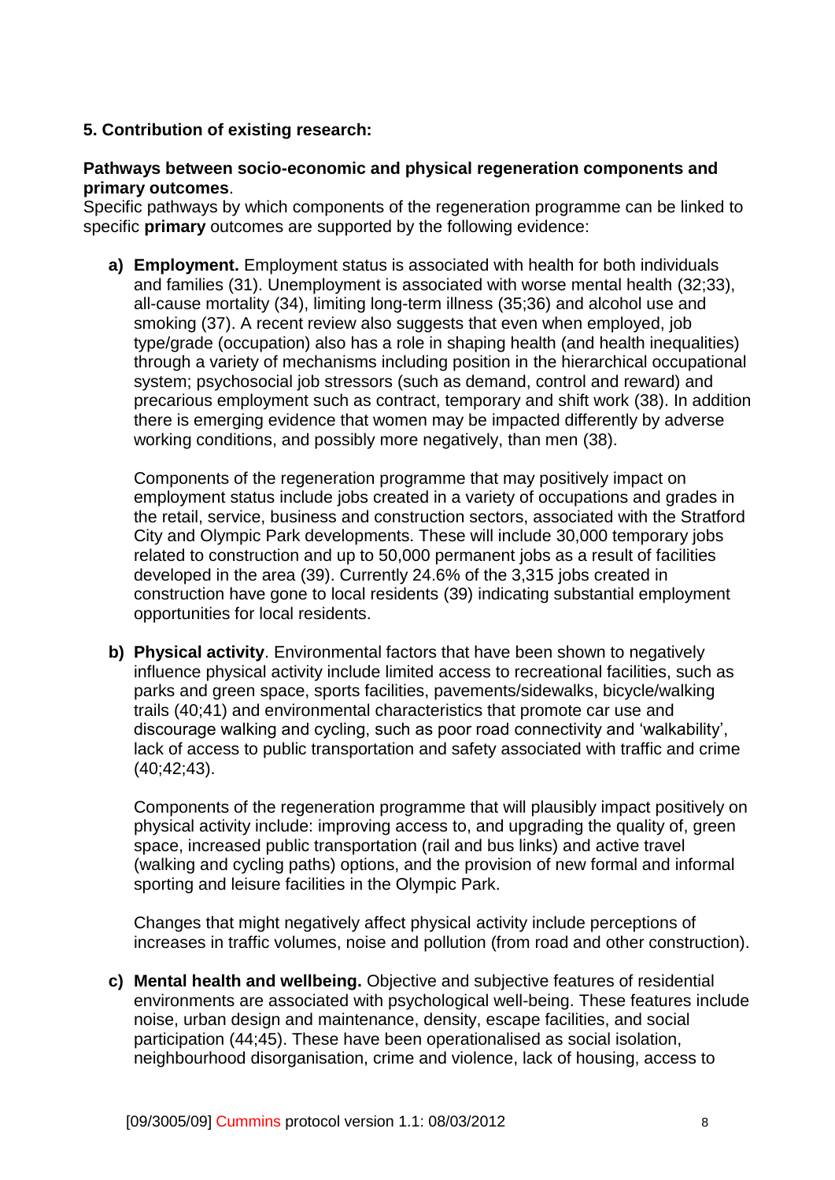**5. Contribution of existing research:**

**Pathways between socio-economic and physical regeneration components and primary outcomes**.

Specific pathways by which components of the regeneration programme can be linked to specific **primary** outcomes are supported by the following evidence:

**a) Employment.** Employment status is associated with health for both individuals and families (31). Unemployment is associated with worse mental health (32;33), all-cause mortality (34), limiting long-term illness (35;36) and alcohol use and smoking (37). A recent review also suggests that even when employed, job type/grade (occupation) also has a role in shaping health (and health inequalities) through a variety of mechanisms including position in the hierarchical occupational system; psychosocial job stressors (such as demand, control and reward) and precarious employment such as contract, temporary and shift work (38). In addition there is emerging evidence that women may be impacted differently by adverse working conditions, and possibly more negatively, than men (38).

Components of the regeneration programme that may positively impact on employment status include jobs created in a variety of occupations and grades in the retail, service, business and construction sectors, associated with the Stratford City and Olympic Park developments. These will include 30,000 temporary jobs related to construction and up to 50,000 permanent jobs as a result of facilities developed in the area (39). Currently 24.6% of the 3,315 jobs created in construction have gone to local residents (39) indicating substantial employment opportunities for local residents.

**b) Physical activity**. Environmental factors that have been shown to negatively influence physical activity include limited access to recreational facilities, such as parks and green space, sports facilities, pavements/sidewalks, bicycle/walking trails (40;41) and environmental characteristics that promote car use and discourage walking and cycling, such as poor road connectivity and 'walkability', lack of access to public transportation and safety associated with traffic and crime (40;42;43).

Components of the regeneration programme that will plausibly impact positively on physical activity include: improving access to, and upgrading the quality of, green space, increased public transportation (rail and bus links) and active travel (walking and cycling paths) options, and the provision of new formal and informal sporting and leisure facilities in the Olympic Park.

Changes that might negatively affect physical activity include perceptions of increases in traffic volumes, noise and pollution (from road and other construction).

**c) Mental health and wellbeing.** Objective and subjective features of residential environments are associated with psychological well-being. These features include noise, urban design and maintenance, density, escape facilities, and social participation (44;45). These have been operationalised as social isolation, neighbourhood disorganisation, crime and violence, lack of housing, access to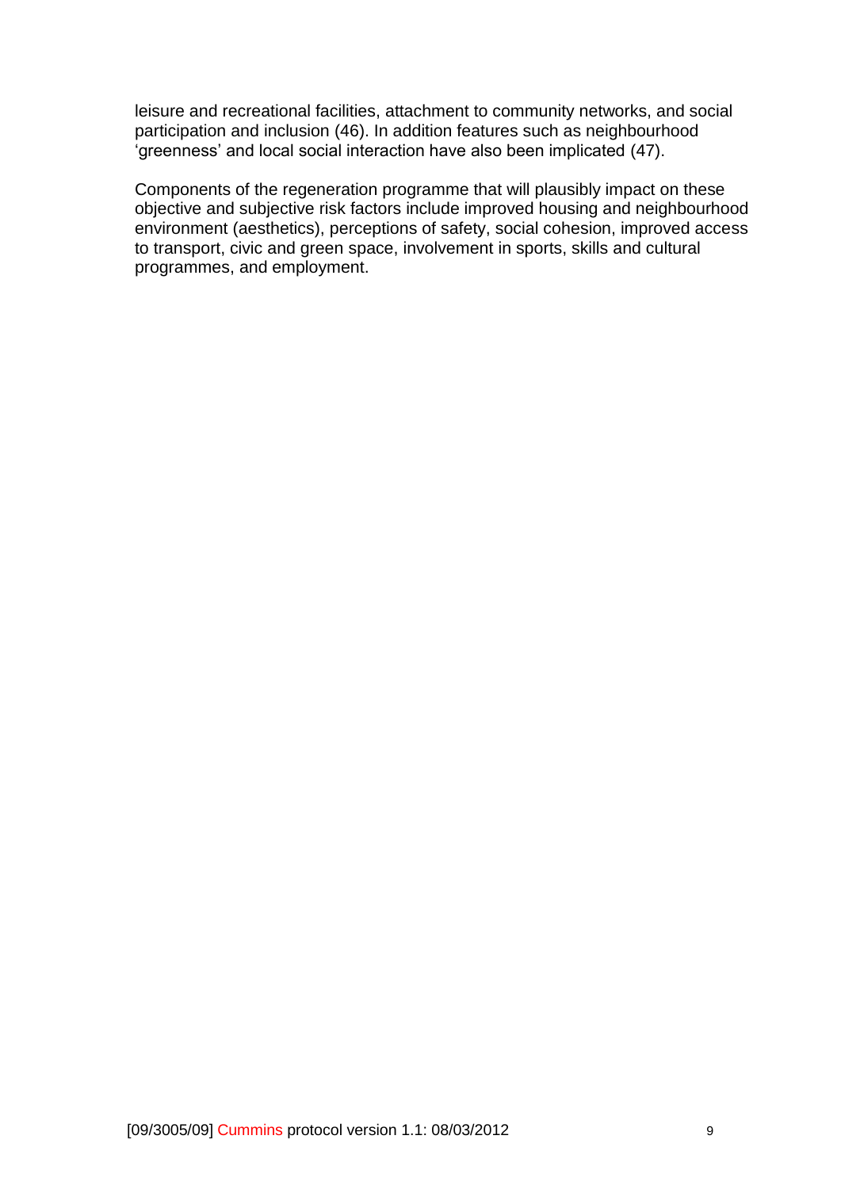leisure and recreational facilities, attachment to community networks, and social participation and inclusion (46). In addition features such as neighbourhood 'greenness' and local social interaction have also been implicated (47).

Components of the regeneration programme that will plausibly impact on these objective and subjective risk factors include improved housing and neighbourhood environment (aesthetics), perceptions of safety, social cohesion, improved access to transport, civic and green space, involvement in sports, skills and cultural programmes, and employment.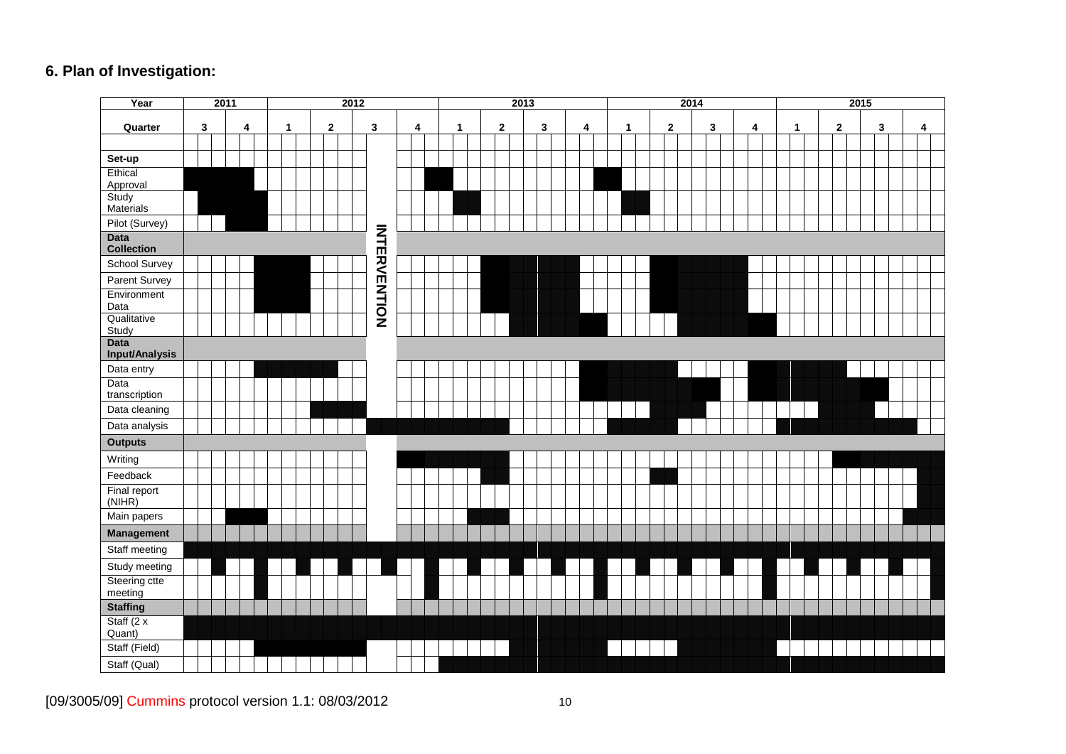## 6. Plan of Investigation:

| Year | 2011 | | 2012 | | | | 2013 | | | | 2014 | | | | 2015 | | | |
|---|---|---|---|---|---|---|---|---|---|---|---|---|---|---|---|---|---|---|
| **Quarter** | **3** | **4** | **1** | **2** | **3** | **4** | **1** | **2** | **3** | **4** | **1** | **2** | **3** | **4** | **1** | **2** | **3** | **4** |
| **Set-up** | | | | | INTERVENTION | | | | | | | | | | | | | |
| Ethical Approval | ■ | ■ | | | | ■ | ■ | | | ■ | ■ | | | | | | | |
| Study Materials | ■ | ■ | | | | | ■ | | | | ■ | | | | | | | |
| Pilot (Survey) | | ■ | | | | | | | | | | | | | | | | |
| **Data Collection** | | | | | | | | | | | | | | | | | | |
| School Survey | | ■ | ■ | | | | | ■ | ■ | ■ | | ■ | ■ | ■ | | | | |
| Parent Survey | | ■ | ■ | | | | | ■ | ■ | ■ | | ■ | ■ | ■ | | | | |
| Environment Data | | ■ | ■ | | | | | ■ | ■ | ■ | | ■ | ■ | ■ | | | | |
| Qualitative Study | | | | | | | | ■ | ■ | ■ | | ■ | ■ | ■ | | | | |
| **Data Input/Analysis** | | | | | | | | | | | | | | | | | | |
| Data entry | | ■ | ■ | ■ | | | | | | ■ | ■ | ■ | | ■ | ■ | ■ | | |
| Data transcription | | | | | | | | | | ■ | ■ | ■ | ■ | ■ | ■ | ■ | ■ | |
| Data cleaning | | | | ■ | ■ | | | | | | | ■ | ■ | | | ■ | ■ | |
| Data analysis | | | | | ■ | ■ | ■ | ■ | | | ■ | ■ | | | ■ | ■ | ■ | ■ |
| **Outputs** | | | | | | | | | | | | | | | | | | |
| Writing | | | | | | ■ | ■ | ■ | | | | | | | | ■ | ■ | ■ |
| Feedback | | | | | | | | ■ | | | | ■ | | | | | | ■ |
| Final report (NIHR) | | | | | | | | | | | | | | | | | | ■ |
| Main papers | | ■ | | | | | ■ | ■ | | | | | | | | | | ■ |
| **Management** | | | | | | | | | | | | | | | | | | |
| Staff meeting | ■ | ■ | ■ | ■ | ■ | ■ | ■ | ■ | ■ | ■ | ■ | ■ | ■ | ■ | ■ | ■ | ■ | ■ |
| Study meeting | ■ | ■ | ■ | ■ | ■ | ■ | ■ | ■ | ■ | ■ | ■ | ■ | ■ | ■ | ■ | ■ | ■ | ■ |
| Steering ctte meeting | | ■ | | | | ■ | | | | ■ | | | | ■ | | | | ■ |
| **Staffing** | | | | | | | | | | | | | | | | | | |
| Staff (2 x Quant) | ■ | ■ | ■ | ■ | ■ | ■ | ■ | ■ | ■ | ■ | ■ | ■ | ■ | ■ | ■ | ■ | ■ | ■ |
| Staff (Field) | | ■ | ■ | ■ | ■ | | | ■ | ■ | ■ | | ■ | ■ | ■ | | | | |
| Staff (Qual) | | | | | | | ■ | ■ | ■ | ■ | ■ | ■ | ■ | ■ | ■ | ■ | ■ | ■ |

[09/3005/09] Cummins protocol version 1.1: 08/03/2012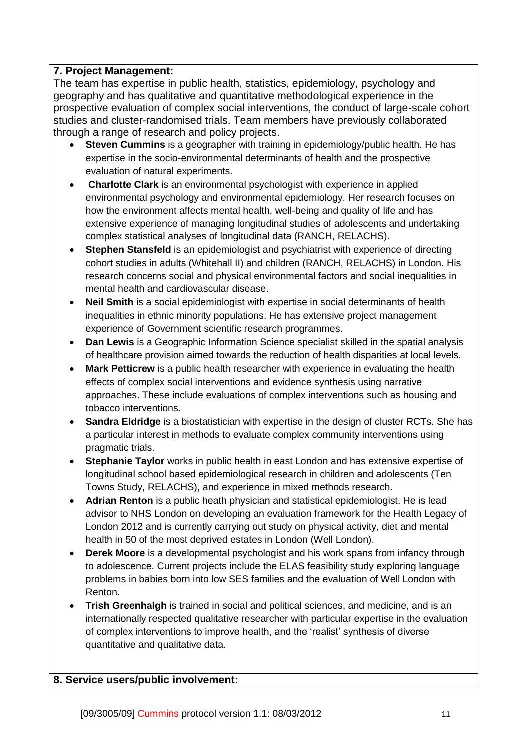**7. Project Management:**

The team has expertise in public health, statistics, epidemiology, psychology and geography and has qualitative and quantitative methodological experience in the prospective evaluation of complex social interventions, the conduct of large-scale cohort studies and cluster-randomised trials. Team members have previously collaborated through a range of research and policy projects.

- **Steven Cummins** is a geographer with training in epidemiology/public health. He has expertise in the socio-environmental determinants of health and the prospective evaluation of natural experiments.
- **Charlotte Clark** is an environmental psychologist with experience in applied environmental psychology and environmental epidemiology. Her research focuses on how the environment affects mental health, well-being and quality of life and has extensive experience of managing longitudinal studies of adolescents and undertaking complex statistical analyses of longitudinal data (RANCH, RELACHS).
- **Stephen Stansfeld** is an epidemiologist and psychiatrist with experience of directing cohort studies in adults (Whitehall II) and children (RANCH, RELACHS) in London. His research concerns social and physical environmental factors and social inequalities in mental health and cardiovascular disease.
- **Neil Smith** is a social epidemiologist with expertise in social determinants of health inequalities in ethnic minority populations. He has extensive project management experience of Government scientific research programmes.
- **Dan Lewis** is a Geographic Information Science specialist skilled in the spatial analysis of healthcare provision aimed towards the reduction of health disparities at local levels.
- **Mark Petticrew** is a public health researcher with experience in evaluating the health effects of complex social interventions and evidence synthesis using narrative approaches. These include evaluations of complex interventions such as housing and tobacco interventions.
- **Sandra Eldridge** is a biostatistician with expertise in the design of cluster RCTs. She has a particular interest in methods to evaluate complex community interventions using pragmatic trials.
- **Stephanie Taylor** works in public health in east London and has extensive expertise of longitudinal school based epidemiological research in children and adolescents (Ten Towns Study, RELACHS), and experience in mixed methods research.
- **Adrian Renton** is a public heath physician and statistical epidemiologist. He is lead advisor to NHS London on developing an evaluation framework for the Health Legacy of London 2012 and is currently carrying out study on physical activity, diet and mental health in 50 of the most deprived estates in London (Well London).
- **Derek Moore** is a developmental psychologist and his work spans from infancy through to adolescence. Current projects include the ELAS feasibility study exploring language problems in babies born into low SES families and the evaluation of Well London with Renton.
- **Trish Greenhalgh** is trained in social and political sciences, and medicine, and is an internationally respected qualitative researcher with particular expertise in the evaluation of complex interventions to improve health, and the 'realist' synthesis of diverse quantitative and qualitative data.

**8. Service users/public involvement:**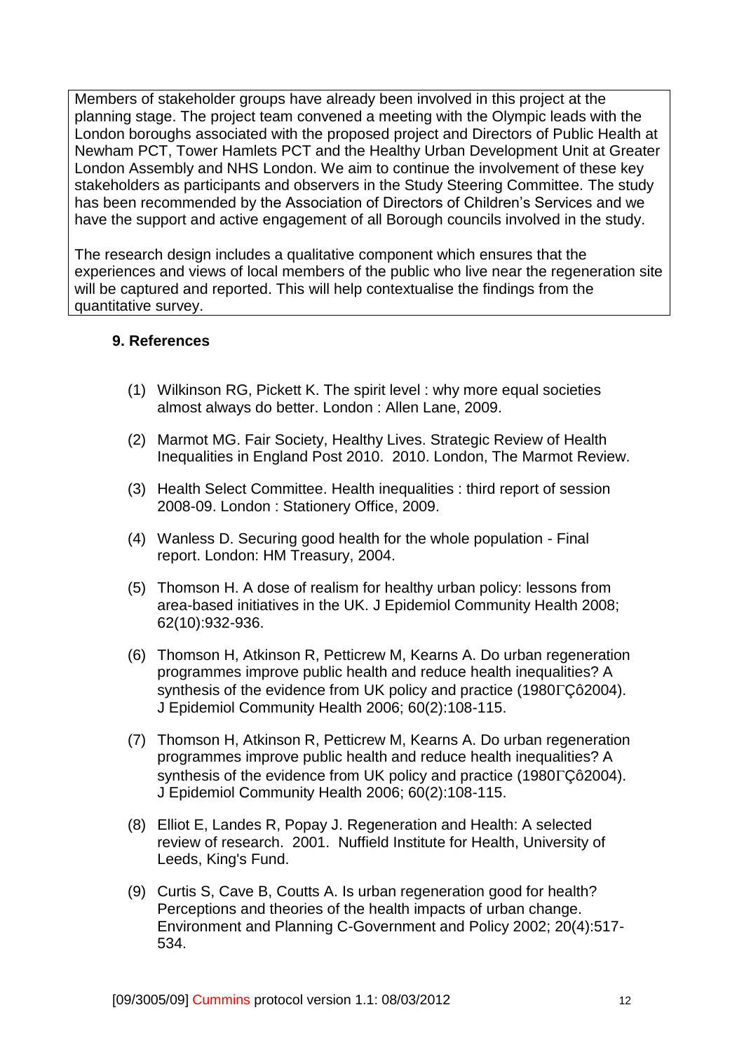Members of stakeholder groups have already been involved in this project at the planning stage. The project team convened a meeting with the Olympic leads with the London boroughs associated with the proposed project and Directors of Public Health at Newham PCT, Tower Hamlets PCT and the Healthy Urban Development Unit at Greater London Assembly and NHS London. We aim to continue the involvement of these key stakeholders as participants and observers in the Study Steering Committee. The study has been recommended by the Association of Directors of Children's Services and we have the support and active engagement of all Borough councils involved in the study.

The research design includes a qualitative component which ensures that the experiences and views of local members of the public who live near the regeneration site will be captured and reported. This will help contextualise the findings from the quantitative survey.

## 9. References

(1) Wilkinson RG, Pickett K. The spirit level : why more equal societies almost always do better. London : Allen Lane, 2009.

(2) Marmot MG. Fair Society, Healthy Lives. Strategic Review of Health Inequalities in England Post 2010. 2010. London, The Marmot Review.

(3) Health Select Committee. Health inequalities : third report of session 2008-09. London : Stationery Office, 2009.

(4) Wanless D. Securing good health for the whole population - Final report. London: HM Treasury, 2004.

(5) Thomson H. A dose of realism for healthy urban policy: lessons from area-based initiatives in the UK. J Epidemiol Community Health 2008; 62(10):932-936.

(6) Thomson H, Atkinson R, Petticrew M, Kearns A. Do urban regeneration programmes improve public health and reduce health inequalities? A synthesis of the evidence from UK policy and practice (1980ΓÇô2004). J Epidemiol Community Health 2006; 60(2):108-115.

(7) Thomson H, Atkinson R, Petticrew M, Kearns A. Do urban regeneration programmes improve public health and reduce health inequalities? A synthesis of the evidence from UK policy and practice (1980ΓÇô2004). J Epidemiol Community Health 2006; 60(2):108-115.

(8) Elliot E, Landes R, Popay J. Regeneration and Health: A selected review of research. 2001. Nuffield Institute for Health, University of Leeds, King's Fund.

(9) Curtis S, Cave B, Coutts A. Is urban regeneration good for health? Perceptions and theories of the health impacts of urban change. Environment and Planning C-Government and Policy 2002; 20(4):517-534.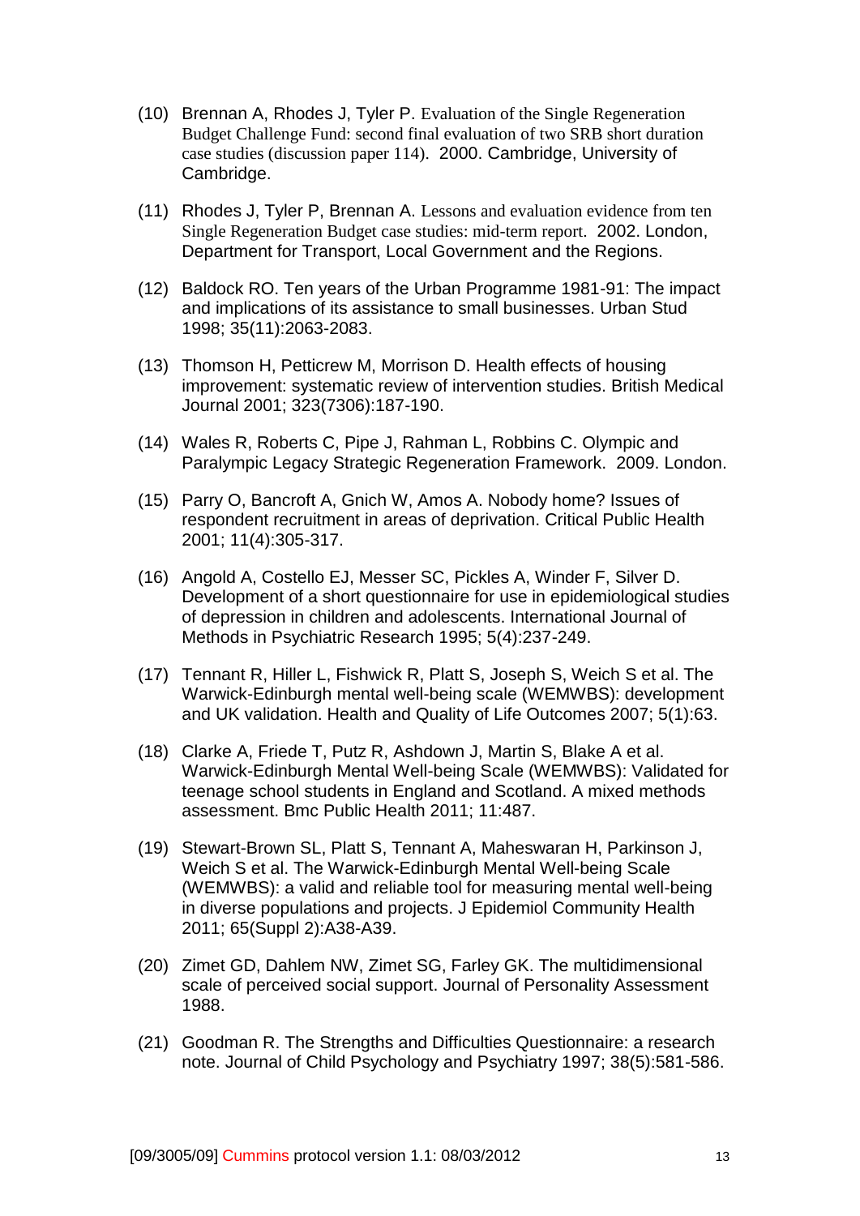(10) Brennan A, Rhodes J, Tyler P. Evaluation of the Single Regeneration Budget Challenge Fund: second final evaluation of two SRB short duration case studies (discussion paper 114). 2000. Cambridge, University of Cambridge.

(11) Rhodes J, Tyler P, Brennan A. Lessons and evaluation evidence from ten Single Regeneration Budget case studies: mid-term report. 2002. London, Department for Transport, Local Government and the Regions.

(12) Baldock RO. Ten years of the Urban Programme 1981-91: The impact and implications of its assistance to small businesses. Urban Stud 1998; 35(11):2063-2083.

(13) Thomson H, Petticrew M, Morrison D. Health effects of housing improvement: systematic review of intervention studies. British Medical Journal 2001; 323(7306):187-190.

(14) Wales R, Roberts C, Pipe J, Rahman L, Robbins C. Olympic and Paralympic Legacy Strategic Regeneration Framework. 2009. London.

(15) Parry O, Bancroft A, Gnich W, Amos A. Nobody home? Issues of respondent recruitment in areas of deprivation. Critical Public Health 2001; 11(4):305-317.

(16) Angold A, Costello EJ, Messer SC, Pickles A, Winder F, Silver D. Development of a short questionnaire for use in epidemiological studies of depression in children and adolescents. International Journal of Methods in Psychiatric Research 1995; 5(4):237-249.

(17) Tennant R, Hiller L, Fishwick R, Platt S, Joseph S, Weich S et al. The Warwick-Edinburgh mental well-being scale (WEMWBS): development and UK validation. Health and Quality of Life Outcomes 2007; 5(1):63.

(18) Clarke A, Friede T, Putz R, Ashdown J, Martin S, Blake A et al. Warwick-Edinburgh Mental Well-being Scale (WEMWBS): Validated for teenage school students in England and Scotland. A mixed methods assessment. Bmc Public Health 2011; 11:487.

(19) Stewart-Brown SL, Platt S, Tennant A, Maheswaran H, Parkinson J, Weich S et al. The Warwick-Edinburgh Mental Well-being Scale (WEMWBS): a valid and reliable tool for measuring mental well-being in diverse populations and projects. J Epidemiol Community Health 2011; 65(Suppl 2):A38-A39.

(20) Zimet GD, Dahlem NW, Zimet SG, Farley GK. The multidimensional scale of perceived social support. Journal of Personality Assessment 1988.

(21) Goodman R. The Strengths and Difficulties Questionnaire: a research note. Journal of Child Psychology and Psychiatry 1997; 38(5):581-586.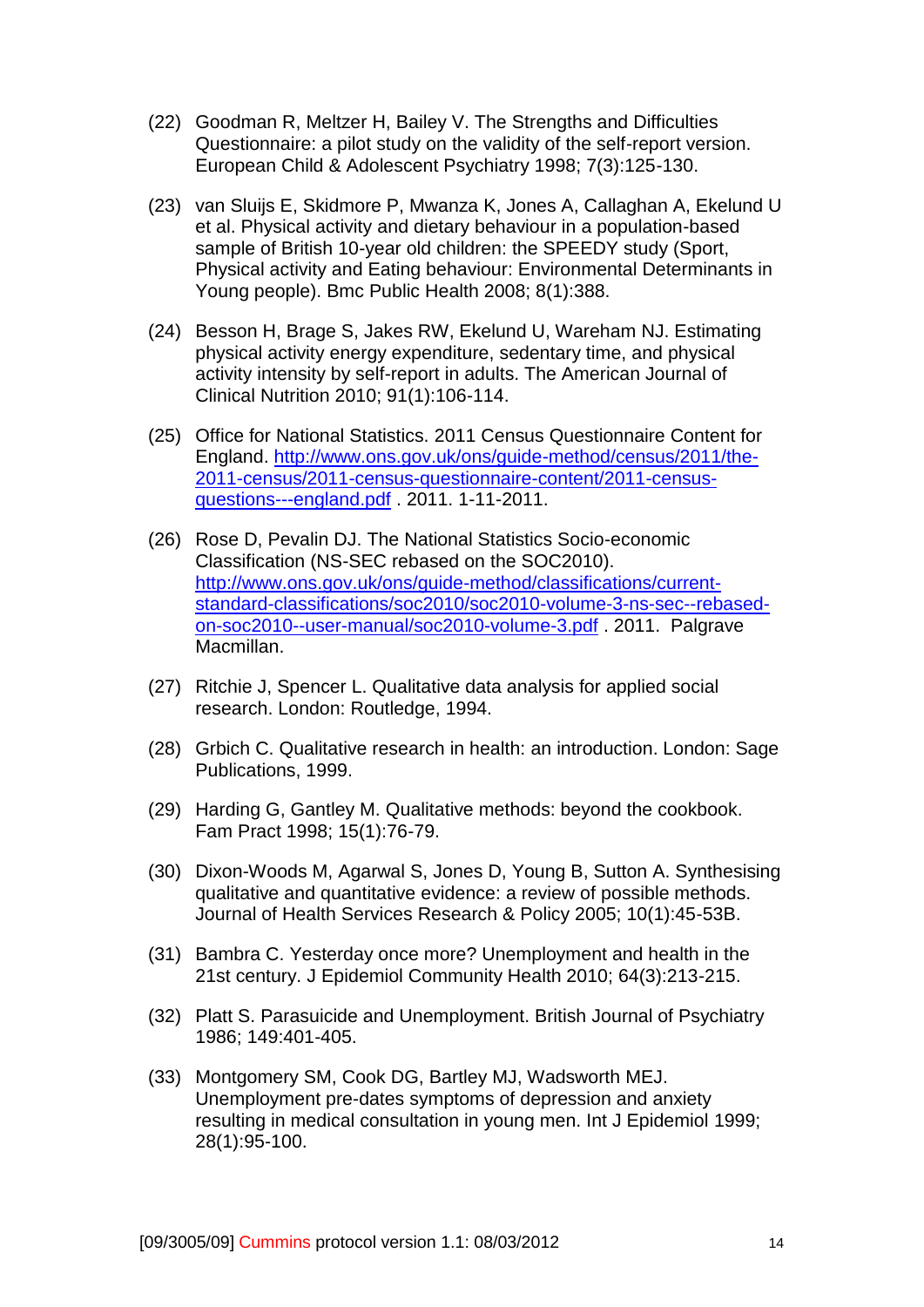(22) Goodman R, Meltzer H, Bailey V. The Strengths and Difficulties Questionnaire: a pilot study on the validity of the self-report version. European Child & Adolescent Psychiatry 1998; 7(3):125-130.

(23) van Sluijs E, Skidmore P, Mwanza K, Jones A, Callaghan A, Ekelund U et al. Physical activity and dietary behaviour in a population-based sample of British 10-year old children: the SPEEDY study (Sport, Physical activity and Eating behaviour: Environmental Determinants in Young people). Bmc Public Health 2008; 8(1):388.

(24) Besson H, Brage S, Jakes RW, Ekelund U, Wareham NJ. Estimating physical activity energy expenditure, sedentary time, and physical activity intensity by self-report in adults. The American Journal of Clinical Nutrition 2010; 91(1):106-114.

(25) Office for National Statistics. 2011 Census Questionnaire Content for England. [http://www.ons.gov.uk/ons/guide-method/census/2011/the-2011-census/2011-census-questionnaire-content/2011-census-questions---england.pdf](http://www.ons.gov.uk/ons/guide-method/census/2011/the-2011-census/2011-census-questionnaire-content/2011-census-questions---england.pdf) . 2011. 1-11-2011.

(26) Rose D, Pevalin DJ. The National Statistics Socio-economic Classification (NS-SEC rebased on the SOC2010). [http://www.ons.gov.uk/ons/guide-method/classifications/current-standard-classifications/soc2010/soc2010-volume-3-ns-sec--rebased-on-soc2010--user-manual/soc2010-volume-3.pdf](http://www.ons.gov.uk/ons/guide-method/classifications/current-standard-classifications/soc2010/soc2010-volume-3-ns-sec--rebased-on-soc2010--user-manual/soc2010-volume-3.pdf) . 2011. Palgrave Macmillan.

(27) Ritchie J, Spencer L. Qualitative data analysis for applied social research. London: Routledge, 1994.

(28) Grbich C. Qualitative research in health: an introduction. London: Sage Publications, 1999.

(29) Harding G, Gantley M. Qualitative methods: beyond the cookbook. Fam Pract 1998; 15(1):76-79.

(30) Dixon-Woods M, Agarwal S, Jones D, Young B, Sutton A. Synthesising qualitative and quantitative evidence: a review of possible methods. Journal of Health Services Research & Policy 2005; 10(1):45-53B.

(31) Bambra C. Yesterday once more? Unemployment and health in the 21st century. J Epidemiol Community Health 2010; 64(3):213-215.

(32) Platt S. Parasuicide and Unemployment. British Journal of Psychiatry 1986; 149:401-405.

(33) Montgomery SM, Cook DG, Bartley MJ, Wadsworth MEJ. Unemployment pre-dates symptoms of depression and anxiety resulting in medical consultation in young men. Int J Epidemiol 1999; 28(1):95-100.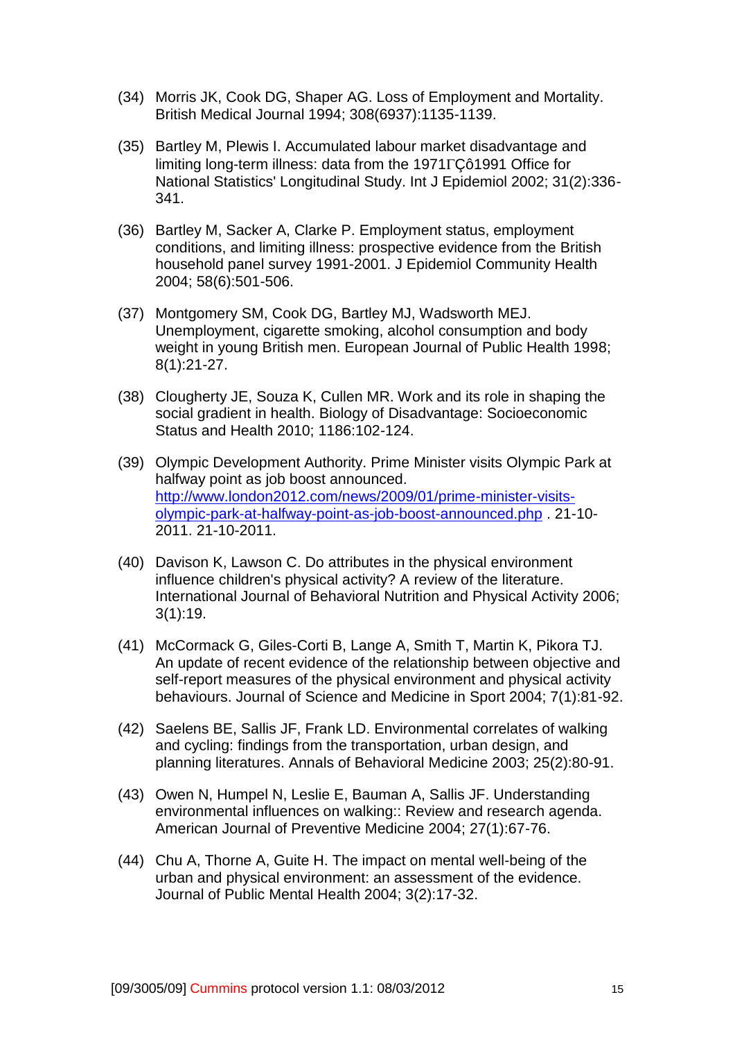(34) Morris JK, Cook DG, Shaper AG. Loss of Employment and Mortality. British Medical Journal 1994; 308(6937):1135-1139.

(35) Bartley M, Plewis I. Accumulated labour market disadvantage and limiting long-term illness: data from the 1971ΓÇô1991 Office for National Statistics' Longitudinal Study. Int J Epidemiol 2002; 31(2):336-341.

(36) Bartley M, Sacker A, Clarke P. Employment status, employment conditions, and limiting illness: prospective evidence from the British household panel survey 1991-2001. J Epidemiol Community Health 2004; 58(6):501-506.

(37) Montgomery SM, Cook DG, Bartley MJ, Wadsworth MEJ. Unemployment, cigarette smoking, alcohol consumption and body weight in young British men. European Journal of Public Health 1998; 8(1):21-27.

(38) Clougherty JE, Souza K, Cullen MR. Work and its role in shaping the social gradient in health. Biology of Disadvantage: Socioeconomic Status and Health 2010; 1186:102-124.

(39) Olympic Development Authority. Prime Minister visits Olympic Park at halfway point as job boost announced. http://www.london2012.com/news/2009/01/prime-minister-visits-olympic-park-at-halfway-point-as-job-boost-announced.php . 21-10-2011. 21-10-2011.

(40) Davison K, Lawson C. Do attributes in the physical environment influence children's physical activity? A review of the literature. International Journal of Behavioral Nutrition and Physical Activity 2006; 3(1):19.

(41) McCormack G, Giles-Corti B, Lange A, Smith T, Martin K, Pikora TJ. An update of recent evidence of the relationship between objective and self-report measures of the physical environment and physical activity behaviours. Journal of Science and Medicine in Sport 2004; 7(1):81-92.

(42) Saelens BE, Sallis JF, Frank LD. Environmental correlates of walking and cycling: findings from the transportation, urban design, and planning literatures. Annals of Behavioral Medicine 2003; 25(2):80-91.

(43) Owen N, Humpel N, Leslie E, Bauman A, Sallis JF. Understanding environmental influences on walking:: Review and research agenda. American Journal of Preventive Medicine 2004; 27(1):67-76.

(44) Chu A, Thorne A, Guite H. The impact on mental well-being of the urban and physical environment: an assessment of the evidence. Journal of Public Mental Health 2004; 3(2):17-32.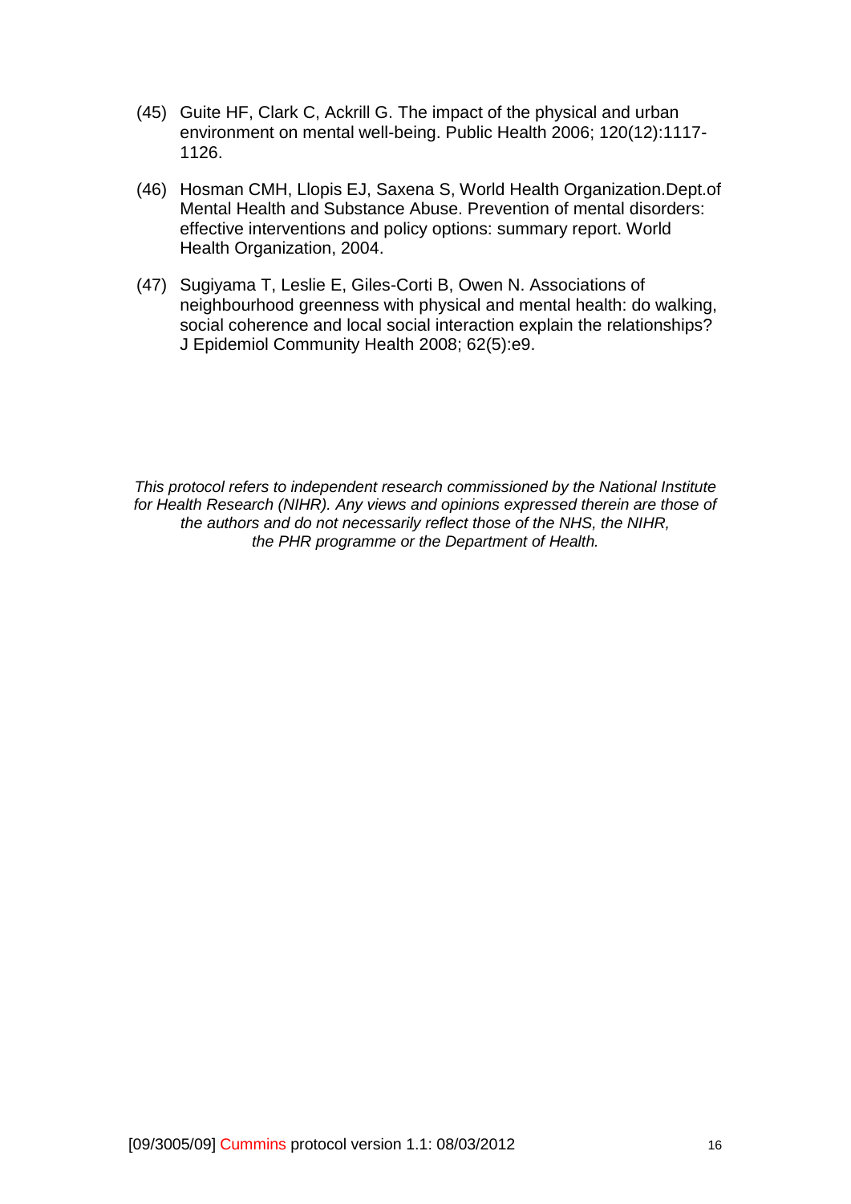(45) Guite HF, Clark C, Ackrill G. The impact of the physical and urban environment on mental well-being. Public Health 2006; 120(12):1117-1126.

(46) Hosman CMH, Llopis EJ, Saxena S, World Health Organization.Dept.of Mental Health and Substance Abuse. Prevention of mental disorders: effective interventions and policy options: summary report. World Health Organization, 2004.

(47) Sugiyama T, Leslie E, Giles-Corti B, Owen N. Associations of neighbourhood greenness with physical and mental health: do walking, social coherence and local social interaction explain the relationships? J Epidemiol Community Health 2008; 62(5):e9.

*This protocol refers to independent research commissioned by the National Institute for Health Research (NIHR). Any views and opinions expressed therein are those of the authors and do not necessarily reflect those of the NHS, the NIHR, the PHR programme or the Department of Health.*